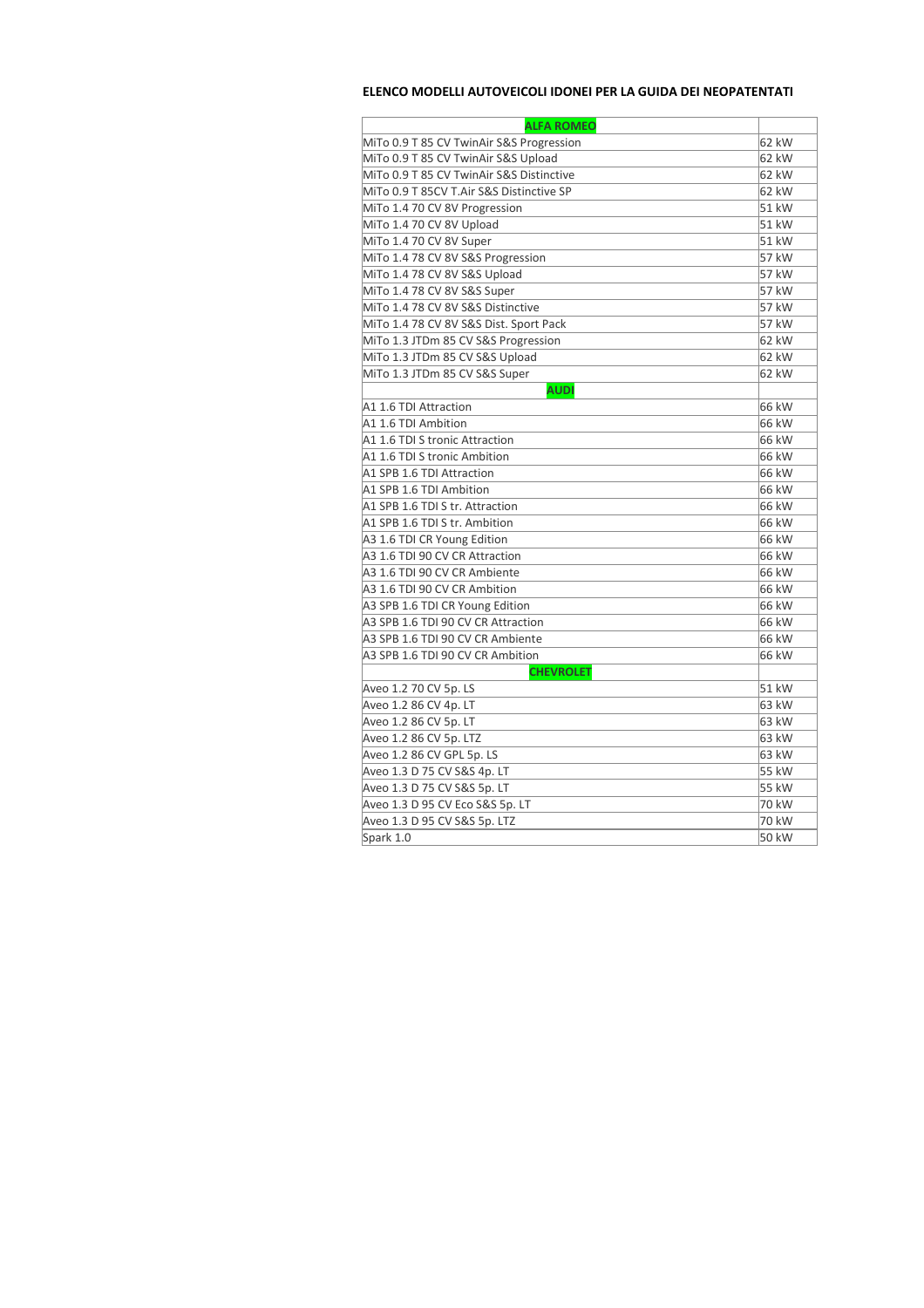**ELENCO MODELLI AUTOVEICOLI IDONEI PER LA GUIDA DEI NEOPATENTATI**

| ALFA ROMEO | |
|---|---|
| MiTo 0.9 T 85 CV TwinAir S&S Progression | 62 kW |
| MiTo 0.9 T 85 CV TwinAir S&S Upload | 62 kW |
| MiTo 0.9 T 85 CV TwinAir S&S Distinctive | 62 kW |
| MiTo 0.9 T 85CV T.Air S&S Distinctive SP | 62 kW |
| MiTo 1.4 70 CV 8V Progression | 51 kW |
| MiTo 1.4 70 CV 8V Upload | 51 kW |
| MiTo 1.4 70 CV 8V Super | 51 kW |
| MiTo 1.4 78 CV 8V S&S Progression | 57 kW |
| MiTo 1.4 78 CV 8V S&S Upload | 57 kW |
| MiTo 1.4 78 CV 8V S&S Super | 57 kW |
| MiTo 1.4 78 CV 8V S&S Distinctive | 57 kW |
| MiTo 1.4 78 CV 8V S&S Dist. Sport Pack | 57 kW |
| MiTo 1.3 JTDm 85 CV S&S Progression | 62 kW |
| MiTo 1.3 JTDm 85 CV S&S Upload | 62 kW |
| MiTo 1.3 JTDm 85 CV S&S Super | 62 kW |
| **AUDI** | |
| A1 1.6 TDI Attraction | 66 kW |
| A1 1.6 TDI Ambition | 66 kW |
| A1 1.6 TDI S tronic Attraction | 66 kW |
| A1 1.6 TDI S tronic Ambition | 66 kW |
| A1 SPB 1.6 TDI Attraction | 66 kW |
| A1 SPB 1.6 TDI Ambition | 66 kW |
| A1 SPB 1.6 TDI S tr. Attraction | 66 kW |
| A1 SPB 1.6 TDI S tr. Ambition | 66 kW |
| A3 1.6 TDI CR Young Edition | 66 kW |
| A3 1.6 TDI 90 CV CR Attraction | 66 kW |
| A3 1.6 TDI 90 CV CR Ambiente | 66 kW |
| A3 1.6 TDI 90 CV CR Ambition | 66 kW |
| A3 SPB 1.6 TDI CR Young Edition | 66 kW |
| A3 SPB 1.6 TDI 90 CV CR Attraction | 66 kW |
| A3 SPB 1.6 TDI 90 CV CR Ambiente | 66 kW |
| A3 SPB 1.6 TDI 90 CV CR Ambition | 66 kW |
| **CHEVROLET** | |
| Aveo 1.2 70 CV 5p. LS | 51 kW |
| Aveo 1.2 86 CV 4p. LT | 63 kW |
| Aveo 1.2 86 CV 5p. LT | 63 kW |
| Aveo 1.2 86 CV 5p. LTZ | 63 kW |
| Aveo 1.2 86 CV GPL 5p. LS | 63 kW |
| Aveo 1.3 D 75 CV S&S 4p. LT | 55 kW |
| Aveo 1.3 D 75 CV S&S 5p. LT | 55 kW |
| Aveo 1.3 D 95 CV Eco S&S 5p. LT | 70 kW |
| Aveo 1.3 D 95 CV S&S 5p. LTZ | 70 kW |
| Spark 1.0 | 50 kW |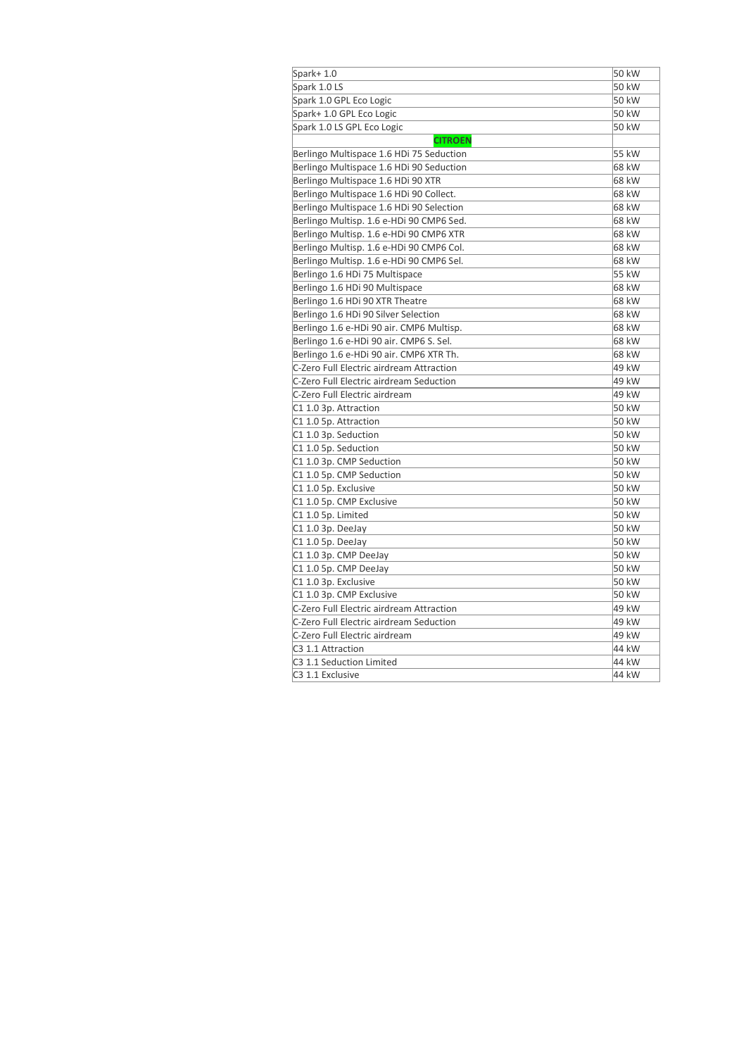| Spark+ 1.0 | 50 kW |
|---|---|
| Spark 1.0 LS | 50 kW |
| Spark 1.0 GPL Eco Logic | 50 kW |
| Spark+ 1.0 GPL Eco Logic | 50 kW |
| Spark 1.0 LS GPL Eco Logic | 50 kW |
| **CITROEN** | |
| Berlingo Multispace 1.6 HDi 75 Seduction | 55 kW |
| Berlingo Multispace 1.6 HDi 90 Seduction | 68 kW |
| Berlingo Multispace 1.6 HDi 90 XTR | 68 kW |
| Berlingo Multispace 1.6 HDi 90 Collect. | 68 kW |
| Berlingo Multispace 1.6 HDi 90 Selection | 68 kW |
| Berlingo Multisp. 1.6 e-HDi 90 CMP6 Sed. | 68 kW |
| Berlingo Multisp. 1.6 e-HDi 90 CMP6 XTR | 68 kW |
| Berlingo Multisp. 1.6 e-HDi 90 CMP6 Col. | 68 kW |
| Berlingo Multisp. 1.6 e-HDi 90 CMP6 Sel. | 68 kW |
| Berlingo 1.6 HDi 75 Multispace | 55 kW |
| Berlingo 1.6 HDi 90 Multispace | 68 kW |
| Berlingo 1.6 HDi 90 XTR Theatre | 68 kW |
| Berlingo 1.6 HDi 90 Silver Selection | 68 kW |
| Berlingo 1.6 e-HDi 90 air. CMP6 Multisp. | 68 kW |
| Berlingo 1.6 e-HDi 90 air. CMP6 S. Sel. | 68 kW |
| Berlingo 1.6 e-HDi 90 air. CMP6 XTR Th. | 68 kW |
| C-Zero Full Electric airdream Attraction | 49 kW |
| C-Zero Full Electric airdream Seduction | 49 kW |
| C-Zero Full Electric airdream | 49 kW |
| C1 1.0 3p. Attraction | 50 kW |
| C1 1.0 5p. Attraction | 50 kW |
| C1 1.0 3p. Seduction | 50 kW |
| C1 1.0 5p. Seduction | 50 kW |
| C1 1.0 3p. CMP Seduction | 50 kW |
| C1 1.0 5p. CMP Seduction | 50 kW |
| C1 1.0 5p. Exclusive | 50 kW |
| C1 1.0 5p. CMP Exclusive | 50 kW |
| C1 1.0 5p. Limited | 50 kW |
| C1 1.0 3p. DeeJay | 50 kW |
| C1 1.0 5p. DeeJay | 50 kW |
| C1 1.0 3p. CMP DeeJay | 50 kW |
| C1 1.0 5p. CMP DeeJay | 50 kW |
| C1 1.0 3p. Exclusive | 50 kW |
| C1 1.0 3p. CMP Exclusive | 50 kW |
| C-Zero Full Electric airdream Attraction | 49 kW |
| C-Zero Full Electric airdream Seduction | 49 kW |
| C-Zero Full Electric airdream | 49 kW |
| C3 1.1 Attraction | 44 kW |
| C3 1.1 Seduction Limited | 44 kW |
| C3 1.1 Exclusive | 44 kW |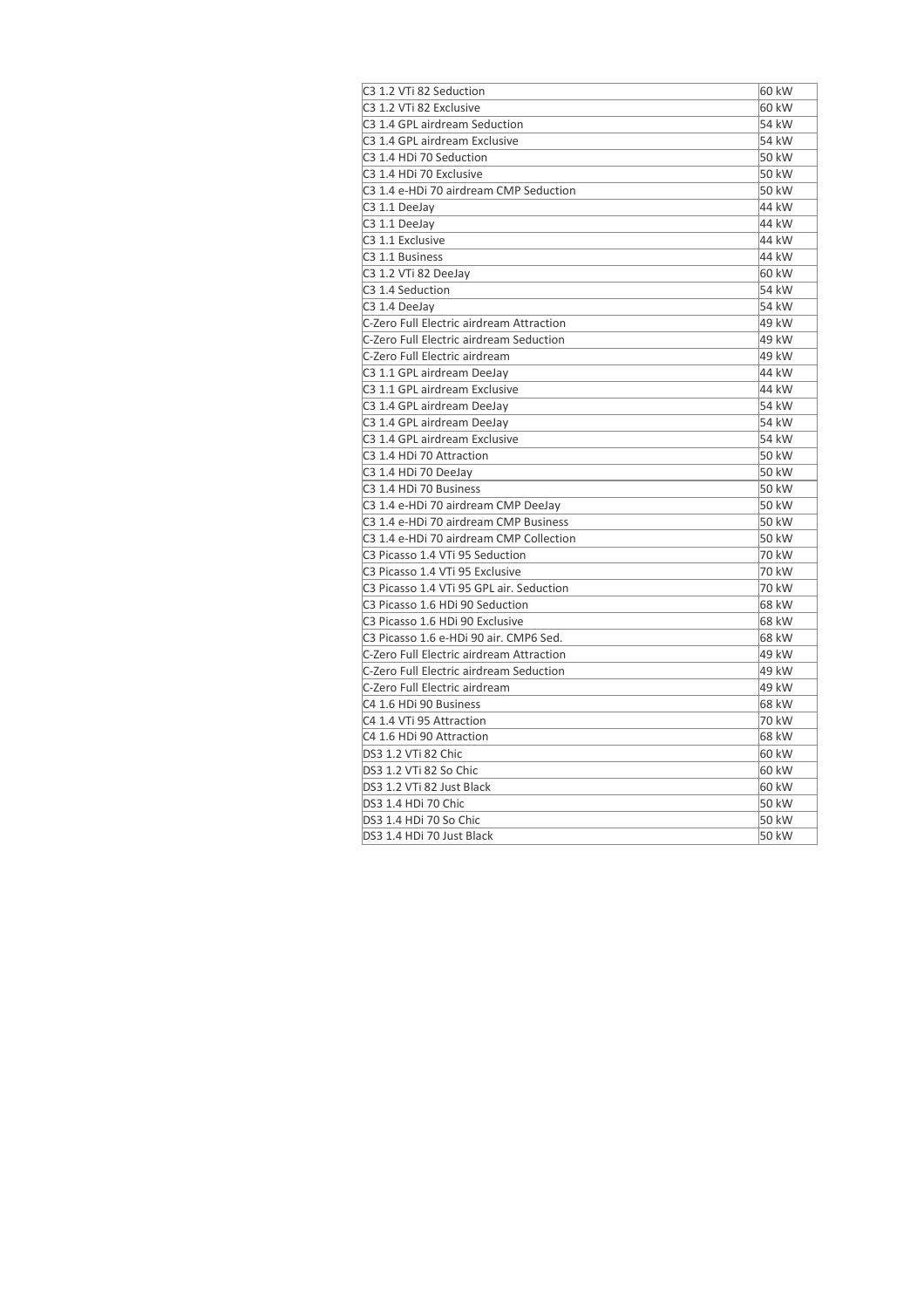| C3 1.2 VTi 82 Seduction | 60 kW |
|---|---|
| C3 1.2 VTi 82 Exclusive | 60 kW |
| C3 1.4 GPL airdream Seduction | 54 kW |
| C3 1.4 GPL airdream Exclusive | 54 kW |
| C3 1.4 HDi 70 Seduction | 50 kW |
| C3 1.4 HDi 70 Exclusive | 50 kW |
| C3 1.4 e-HDi 70 airdream CMP Seduction | 50 kW |
| C3 1.1 DeeJay | 44 kW |
| C3 1.1 DeeJay | 44 kW |
| C3 1.1 Exclusive | 44 kW |
| C3 1.1 Business | 44 kW |
| C3 1.2 VTi 82 DeeJay | 60 kW |
| C3 1.4 Seduction | 54 kW |
| C3 1.4 DeeJay | 54 kW |
| C-Zero Full Electric airdream Attraction | 49 kW |
| C-Zero Full Electric airdream Seduction | 49 kW |
| C-Zero Full Electric airdream | 49 kW |
| C3 1.1 GPL airdream DeeJay | 44 kW |
| C3 1.1 GPL airdream Exclusive | 44 kW |
| C3 1.4 GPL airdream DeeJay | 54 kW |
| C3 1.4 GPL airdream DeeJay | 54 kW |
| C3 1.4 GPL airdream Exclusive | 54 kW |
| C3 1.4 HDi 70 Attraction | 50 kW |
| C3 1.4 HDi 70 DeeJay | 50 kW |
| C3 1.4 HDi 70 Business | 50 kW |
| C3 1.4 e-HDi 70 airdream CMP DeeJay | 50 kW |
| C3 1.4 e-HDi 70 airdream CMP Business | 50 kW |
| C3 1.4 e-HDi 70 airdream CMP Collection | 50 kW |
| C3 Picasso 1.4 VTi 95 Seduction | 70 kW |
| C3 Picasso 1.4 VTi 95 Exclusive | 70 kW |
| C3 Picasso 1.4 VTi 95 GPL air. Seduction | 70 kW |
| C3 Picasso 1.6 HDi 90 Seduction | 68 kW |
| C3 Picasso 1.6 HDi 90 Exclusive | 68 kW |
| C3 Picasso 1.6 e-HDi 90 air. CMP6 Sed. | 68 kW |
| C-Zero Full Electric airdream Attraction | 49 kW |
| C-Zero Full Electric airdream Seduction | 49 kW |
| C-Zero Full Electric airdream | 49 kW |
| C4 1.6 HDi 90 Business | 68 kW |
| C4 1.4 VTi 95 Attraction | 70 kW |
| C4 1.6 HDi 90 Attraction | 68 kW |
| DS3 1.2 VTi 82 Chic | 60 kW |
| DS3 1.2 VTi 82 So Chic | 60 kW |
| DS3 1.2 VTi 82 Just Black | 60 kW |
| DS3 1.4 HDi 70 Chic | 50 kW |
| DS3 1.4 HDi 70 So Chic | 50 kW |
| DS3 1.4 HDi 70 Just Black | 50 kW |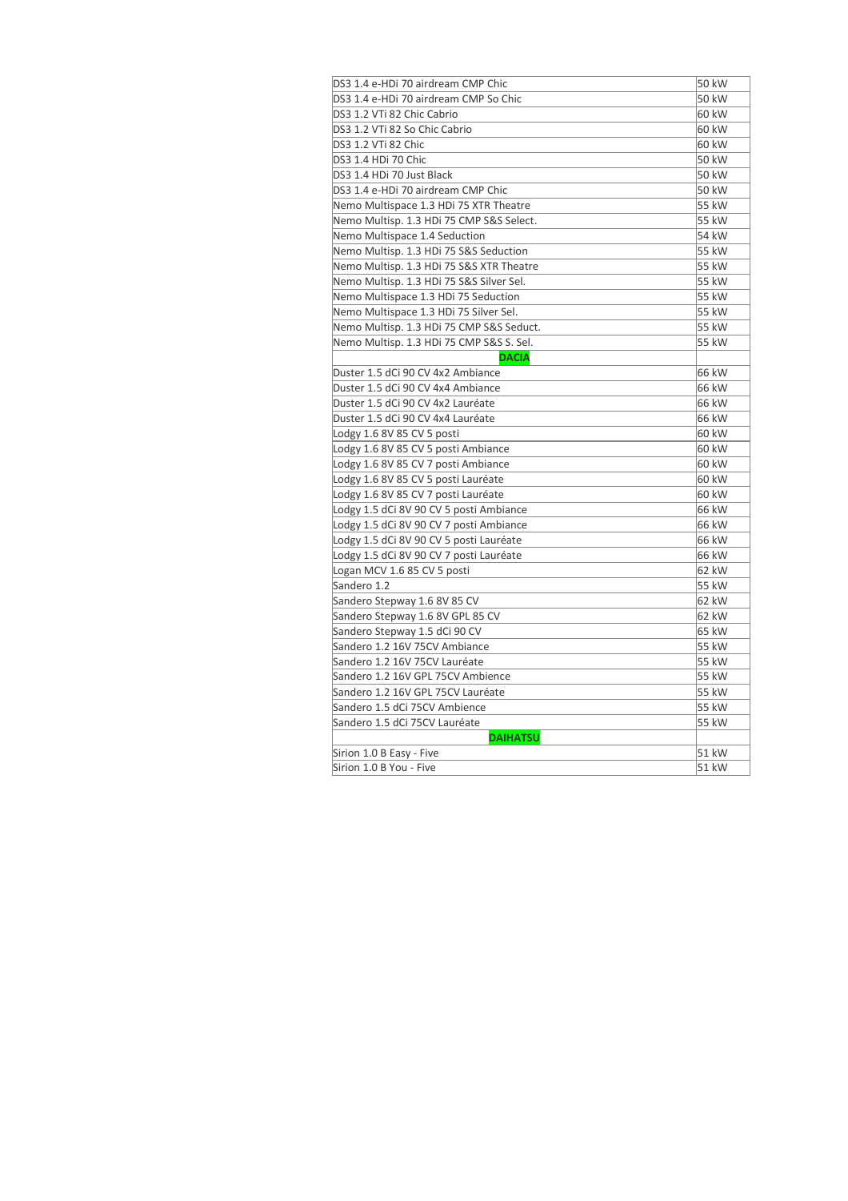| | |
|---|---|
| DS3 1.4 e-HDi 70 airdream CMP Chic | 50 kW |
| DS3 1.4 e-HDi 70 airdream CMP So Chic | 50 kW |
| DS3 1.2 VTi 82 Chic Cabrio | 60 kW |
| DS3 1.2 VTi 82 So Chic Cabrio | 60 kW |
| DS3 1.2 VTi 82 Chic | 60 kW |
| DS3 1.4 HDi 70 Chic | 50 kW |
| DS3 1.4 HDi 70 Just Black | 50 kW |
| DS3 1.4 e-HDi 70 airdream CMP Chic | 50 kW |
| Nemo Multispace 1.3 HDi 75 XTR Theatre | 55 kW |
| Nemo Multisp. 1.3 HDi 75 CMP S&S Select. | 55 kW |
| Nemo Multispace 1.4 Seduction | 54 kW |
| Nemo Multisp. 1.3 HDi 75 S&S Seduction | 55 kW |
| Nemo Multisp. 1.3 HDi 75 S&S XTR Theatre | 55 kW |
| Nemo Multisp. 1.3 HDi 75 S&S Silver Sel. | 55 kW |
| Nemo Multispace 1.3 HDi 75 Seduction | 55 kW |
| Nemo Multispace 1.3 HDi 75 Silver Sel. | 55 kW |
| Nemo Multisp. 1.3 HDi 75 CMP S&S Seduct. | 55 kW |
| Nemo Multisp. 1.3 HDi 75 CMP S&S S. Sel. | 55 kW |
| **DACIA** | |
| Duster 1.5 dCi 90 CV 4x2 Ambiance | 66 kW |
| Duster 1.5 dCi 90 CV 4x4 Ambiance | 66 kW |
| Duster 1.5 dCi 90 CV 4x2 Lauréate | 66 kW |
| Duster 1.5 dCi 90 CV 4x4 Lauréate | 66 kW |
| Lodgy 1.6 8V 85 CV 5 posti | 60 kW |
| Lodgy 1.6 8V 85 CV 5 posti Ambiance | 60 kW |
| Lodgy 1.6 8V 85 CV 7 posti Ambiance | 60 kW |
| Lodgy 1.6 8V 85 CV 5 posti Lauréate | 60 kW |
| Lodgy 1.6 8V 85 CV 7 posti Lauréate | 60 kW |
| Lodgy 1.5 dCi 8V 90 CV 5 posti Ambiance | 66 kW |
| Lodgy 1.5 dCi 8V 90 CV 7 posti Ambiance | 66 kW |
| Lodgy 1.5 dCi 8V 90 CV 5 posti Lauréate | 66 kW |
| Lodgy 1.5 dCi 8V 90 CV 7 posti Lauréate | 66 kW |
| Logan MCV 1.6 85 CV 5 posti | 62 kW |
| Sandero 1.2 | 55 kW |
| Sandero Stepway 1.6 8V 85 CV | 62 kW |
| Sandero Stepway 1.6 8V GPL 85 CV | 62 kW |
| Sandero Stepway 1.5 dCi 90 CV | 65 kW |
| Sandero 1.2 16V 75CV Ambiance | 55 kW |
| Sandero 1.2 16V 75CV Lauréate | 55 kW |
| Sandero 1.2 16V GPL 75CV Ambience | 55 kW |
| Sandero 1.2 16V GPL 75CV Lauréate | 55 kW |
| Sandero 1.5 dCi 75CV Ambience | 55 kW |
| Sandero 1.5 dCi 75CV Lauréate | 55 kW |
| **DAIHATSU** | |
| Sirion 1.0 B Easy - Five | 51 kW |
| Sirion 1.0 B You - Five | 51 kW |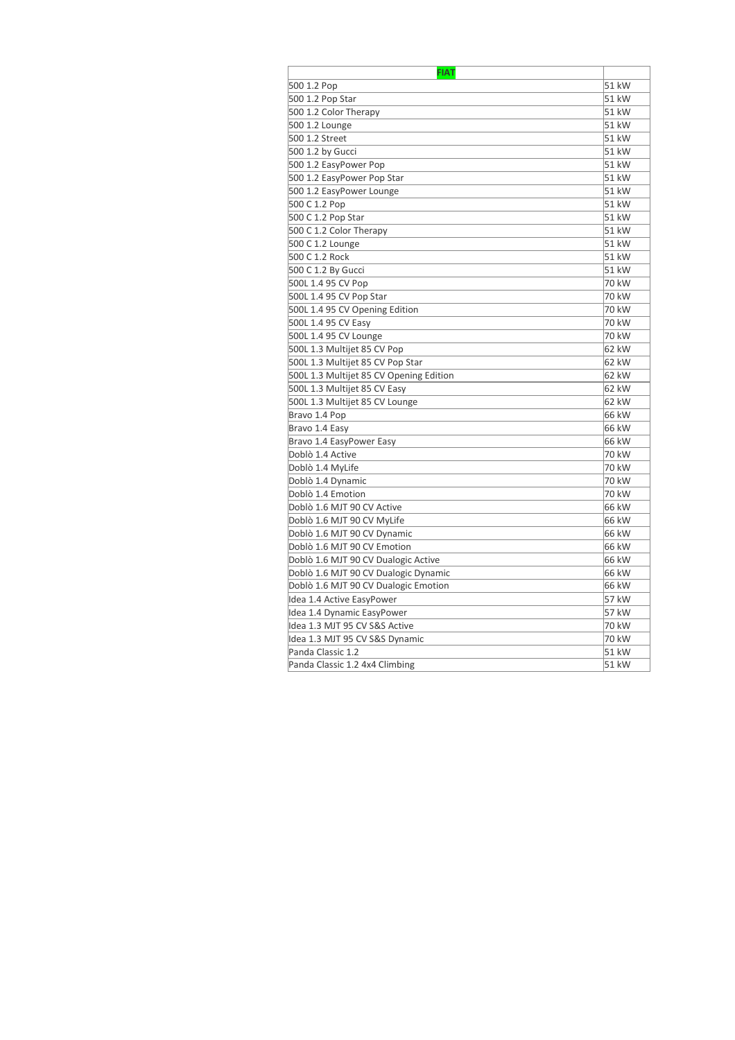| FIAT | |
|---|---|
| 500 1.2 Pop | 51 kW |
| 500 1.2 Pop Star | 51 kW |
| 500 1.2 Color Therapy | 51 kW |
| 500 1.2 Lounge | 51 kW |
| 500 1.2 Street | 51 kW |
| 500 1.2 by Gucci | 51 kW |
| 500 1.2 EasyPower Pop | 51 kW |
| 500 1.2 EasyPower Pop Star | 51 kW |
| 500 1.2 EasyPower Lounge | 51 kW |
| 500 C 1.2 Pop | 51 kW |
| 500 C 1.2 Pop Star | 51 kW |
| 500 C 1.2 Color Therapy | 51 kW |
| 500 C 1.2 Lounge | 51 kW |
| 500 C 1.2 Rock | 51 kW |
| 500 C 1.2 By Gucci | 51 kW |
| 500L 1.4 95 CV Pop | 70 kW |
| 500L 1.4 95 CV Pop Star | 70 kW |
| 500L 1.4 95 CV Opening Edition | 70 kW |
| 500L 1.4 95 CV Easy | 70 kW |
| 500L 1.4 95 CV Lounge | 70 kW |
| 500L 1.3 Multijet 85 CV Pop | 62 kW |
| 500L 1.3 Multijet 85 CV Pop Star | 62 kW |
| 500L 1.3 Multijet 85 CV Opening Edition | 62 kW |
| 500L 1.3 Multijet 85 CV Easy | 62 kW |
| 500L 1.3 Multijet 85 CV Lounge | 62 kW |
| Bravo 1.4 Pop | 66 kW |
| Bravo 1.4 Easy | 66 kW |
| Bravo 1.4 EasyPower Easy | 66 kW |
| Doblò 1.4 Active | 70 kW |
| Doblò 1.4 MyLife | 70 kW |
| Doblò 1.4 Dynamic | 70 kW |
| Doblò 1.4 Emotion | 70 kW |
| Doblò 1.6 MJT 90 CV Active | 66 kW |
| Doblò 1.6 MJT 90 CV MyLife | 66 kW |
| Doblò 1.6 MJT 90 CV Dynamic | 66 kW |
| Doblò 1.6 MJT 90 CV Emotion | 66 kW |
| Doblò 1.6 MJT 90 CV Dualogic Active | 66 kW |
| Doblò 1.6 MJT 90 CV Dualogic Dynamic | 66 kW |
| Doblò 1.6 MJT 90 CV Dualogic Emotion | 66 kW |
| Idea 1.4 Active EasyPower | 57 kW |
| Idea 1.4 Dynamic EasyPower | 57 kW |
| Idea 1.3 MJT 95 CV S&S Active | 70 kW |
| Idea 1.3 MJT 95 CV S&S Dynamic | 70 kW |
| Panda Classic 1.2 | 51 kW |
| Panda Classic 1.2 4x4 Climbing | 51 kW |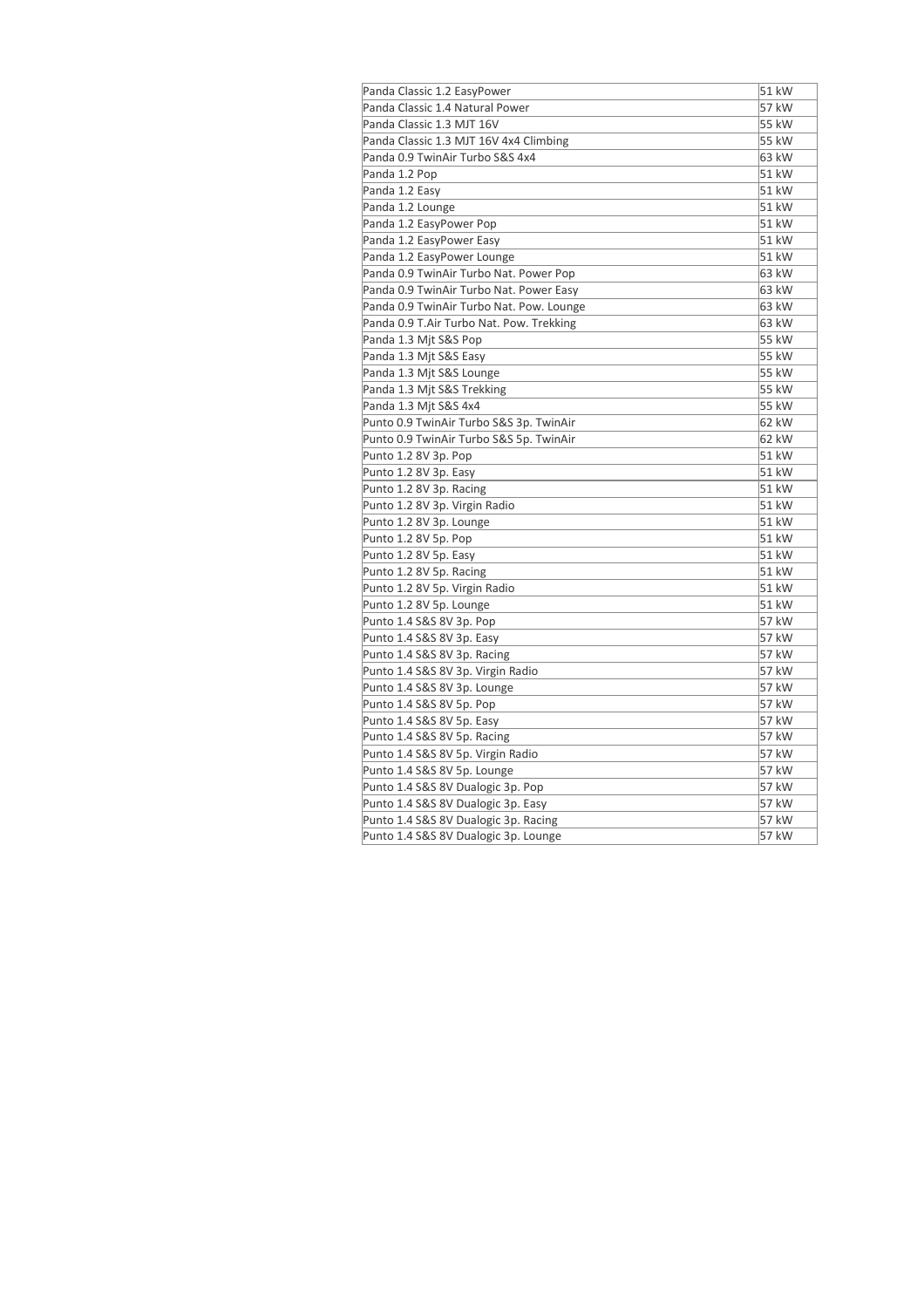| | |
|---|---|
| Panda Classic 1.2 EasyPower | 51 kW |
| Panda Classic 1.4 Natural Power | 57 kW |
| Panda Classic 1.3 MJT 16V | 55 kW |
| Panda Classic 1.3 MJT 16V 4x4 Climbing | 55 kW |
| Panda 0.9 TwinAir Turbo S&S 4x4 | 63 kW |
| Panda 1.2 Pop | 51 kW |
| Panda 1.2 Easy | 51 kW |
| Panda 1.2 Lounge | 51 kW |
| Panda 1.2 EasyPower Pop | 51 kW |
| Panda 1.2 EasyPower Easy | 51 kW |
| Panda 1.2 EasyPower Lounge | 51 kW |
| Panda 0.9 TwinAir Turbo Nat. Power Pop | 63 kW |
| Panda 0.9 TwinAir Turbo Nat. Power Easy | 63 kW |
| Panda 0.9 TwinAir Turbo Nat. Pow. Lounge | 63 kW |
| Panda 0.9 T.Air Turbo Nat. Pow. Trekking | 63 kW |
| Panda 1.3 Mjt S&S Pop | 55 kW |
| Panda 1.3 Mjt S&S Easy | 55 kW |
| Panda 1.3 Mjt S&S Lounge | 55 kW |
| Panda 1.3 Mjt S&S Trekking | 55 kW |
| Panda 1.3 Mjt S&S 4x4 | 55 kW |
| Punto 0.9 TwinAir Turbo S&S 3p. TwinAir | 62 kW |
| Punto 0.9 TwinAir Turbo S&S 5p. TwinAir | 62 kW |
| Punto 1.2 8V 3p. Pop | 51 kW |
| Punto 1.2 8V 3p. Easy | 51 kW |
| Punto 1.2 8V 3p. Racing | 51 kW |
| Punto 1.2 8V 3p. Virgin Radio | 51 kW |
| Punto 1.2 8V 3p. Lounge | 51 kW |
| Punto 1.2 8V 5p. Pop | 51 kW |
| Punto 1.2 8V 5p. Easy | 51 kW |
| Punto 1.2 8V 5p. Racing | 51 kW |
| Punto 1.2 8V 5p. Virgin Radio | 51 kW |
| Punto 1.2 8V 5p. Lounge | 51 kW |
| Punto 1.4 S&S 8V 3p. Pop | 57 kW |
| Punto 1.4 S&S 8V 3p. Easy | 57 kW |
| Punto 1.4 S&S 8V 3p. Racing | 57 kW |
| Punto 1.4 S&S 8V 3p. Virgin Radio | 57 kW |
| Punto 1.4 S&S 8V 3p. Lounge | 57 kW |
| Punto 1.4 S&S 8V 5p. Pop | 57 kW |
| Punto 1.4 S&S 8V 5p. Easy | 57 kW |
| Punto 1.4 S&S 8V 5p. Racing | 57 kW |
| Punto 1.4 S&S 8V 5p. Virgin Radio | 57 kW |
| Punto 1.4 S&S 8V 5p. Lounge | 57 kW |
| Punto 1.4 S&S 8V Dualogic 3p. Pop | 57 kW |
| Punto 1.4 S&S 8V Dualogic 3p. Easy | 57 kW |
| Punto 1.4 S&S 8V Dualogic 3p. Racing | 57 kW |
| Punto 1.4 S&S 8V Dualogic 3p. Lounge | 57 kW |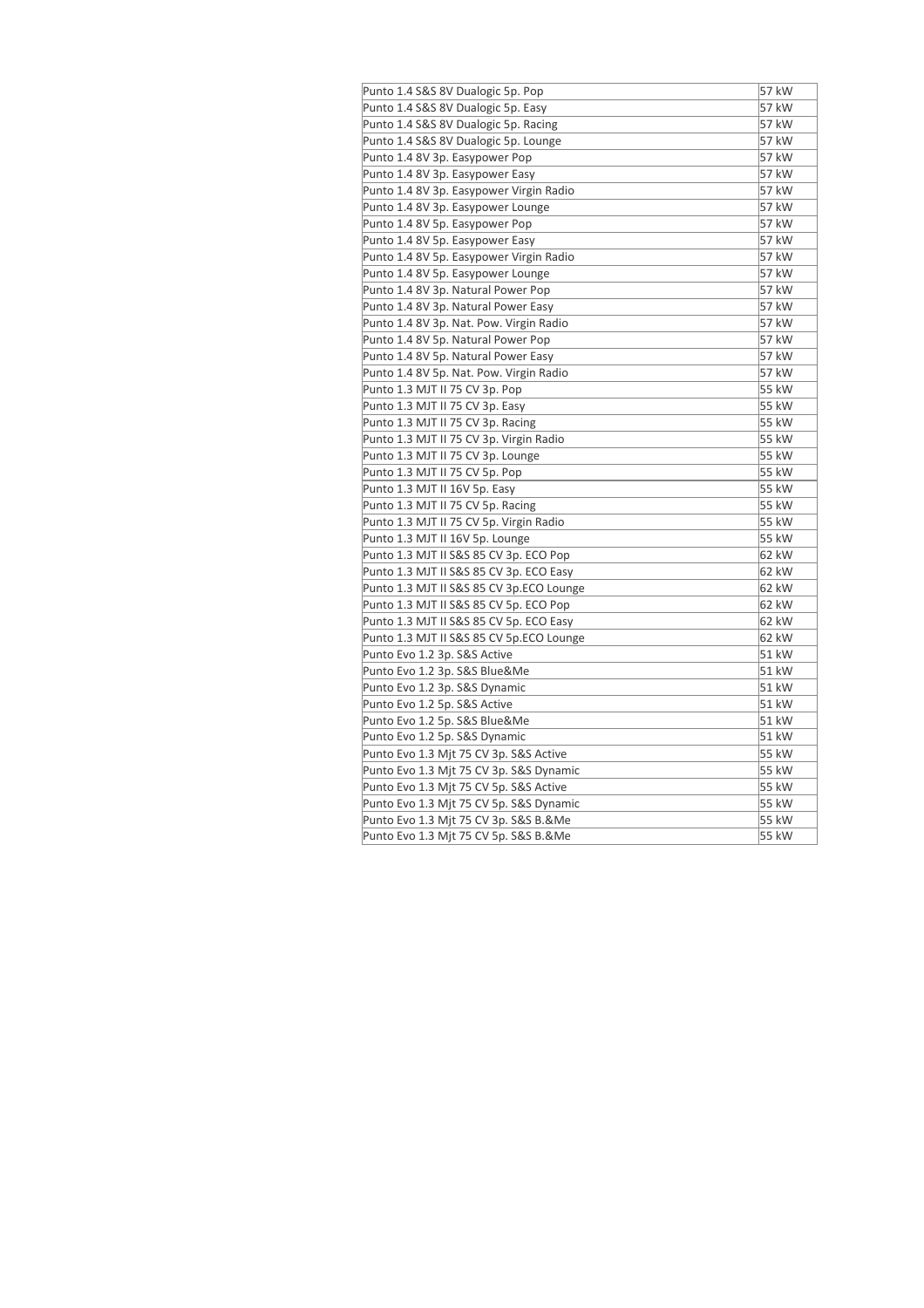| Punto 1.4 S&S 8V Dualogic 5p. Pop | 57 kW |
|---|---|
| Punto 1.4 S&S 8V Dualogic 5p. Easy | 57 kW |
| Punto 1.4 S&S 8V Dualogic 5p. Racing | 57 kW |
| Punto 1.4 S&S 8V Dualogic 5p. Lounge | 57 kW |
| Punto 1.4 8V 3p. Easypower Pop | 57 kW |
| Punto 1.4 8V 3p. Easypower Easy | 57 kW |
| Punto 1.4 8V 3p. Easypower Virgin Radio | 57 kW |
| Punto 1.4 8V 3p. Easypower Lounge | 57 kW |
| Punto 1.4 8V 5p. Easypower Pop | 57 kW |
| Punto 1.4 8V 5p. Easypower Easy | 57 kW |
| Punto 1.4 8V 5p. Easypower Virgin Radio | 57 kW |
| Punto 1.4 8V 5p. Easypower Lounge | 57 kW |
| Punto 1.4 8V 3p. Natural Power Pop | 57 kW |
| Punto 1.4 8V 3p. Natural Power Easy | 57 kW |
| Punto 1.4 8V 3p. Nat. Pow. Virgin Radio | 57 kW |
| Punto 1.4 8V 5p. Natural Power Pop | 57 kW |
| Punto 1.4 8V 5p. Natural Power Easy | 57 kW |
| Punto 1.4 8V 5p. Nat. Pow. Virgin Radio | 57 kW |
| Punto 1.3 MJT II 75 CV 3p. Pop | 55 kW |
| Punto 1.3 MJT II 75 CV 3p. Easy | 55 kW |
| Punto 1.3 MJT II 75 CV 3p. Racing | 55 kW |
| Punto 1.3 MJT II 75 CV 3p. Virgin Radio | 55 kW |
| Punto 1.3 MJT II 75 CV 3p. Lounge | 55 kW |
| Punto 1.3 MJT II 75 CV 5p. Pop | 55 kW |
| Punto 1.3 MJT II 16V 5p. Easy | 55 kW |
| Punto 1.3 MJT II 75 CV 5p. Racing | 55 kW |
| Punto 1.3 MJT II 75 CV 5p. Virgin Radio | 55 kW |
| Punto 1.3 MJT II 16V 5p. Lounge | 55 kW |
| Punto 1.3 MJT II S&S 85 CV 3p. ECO Pop | 62 kW |
| Punto 1.3 MJT II S&S 85 CV 3p. ECO Easy | 62 kW |
| Punto 1.3 MJT II S&S 85 CV 3p.ECO Lounge | 62 kW |
| Punto 1.3 MJT II S&S 85 CV 5p. ECO Pop | 62 kW |
| Punto 1.3 MJT II S&S 85 CV 5p. ECO Easy | 62 kW |
| Punto 1.3 MJT II S&S 85 CV 5p.ECO Lounge | 62 kW |
| Punto Evo 1.2 3p. S&S Active | 51 kW |
| Punto Evo 1.2 3p. S&S Blue&Me | 51 kW |
| Punto Evo 1.2 3p. S&S Dynamic | 51 kW |
| Punto Evo 1.2 5p. S&S Active | 51 kW |
| Punto Evo 1.2 5p. S&S Blue&Me | 51 kW |
| Punto Evo 1.2 5p. S&S Dynamic | 51 kW |
| Punto Evo 1.3 Mjt 75 CV 3p. S&S Active | 55 kW |
| Punto Evo 1.3 Mjt 75 CV 3p. S&S Dynamic | 55 kW |
| Punto Evo 1.3 Mjt 75 CV 5p. S&S Active | 55 kW |
| Punto Evo 1.3 Mjt 75 CV 5p. S&S Dynamic | 55 kW |
| Punto Evo 1.3 Mjt 75 CV 3p. S&S B.&Me | 55 kW |
| Punto Evo 1.3 Mjt 75 CV 5p. S&S B.&Me | 55 kW |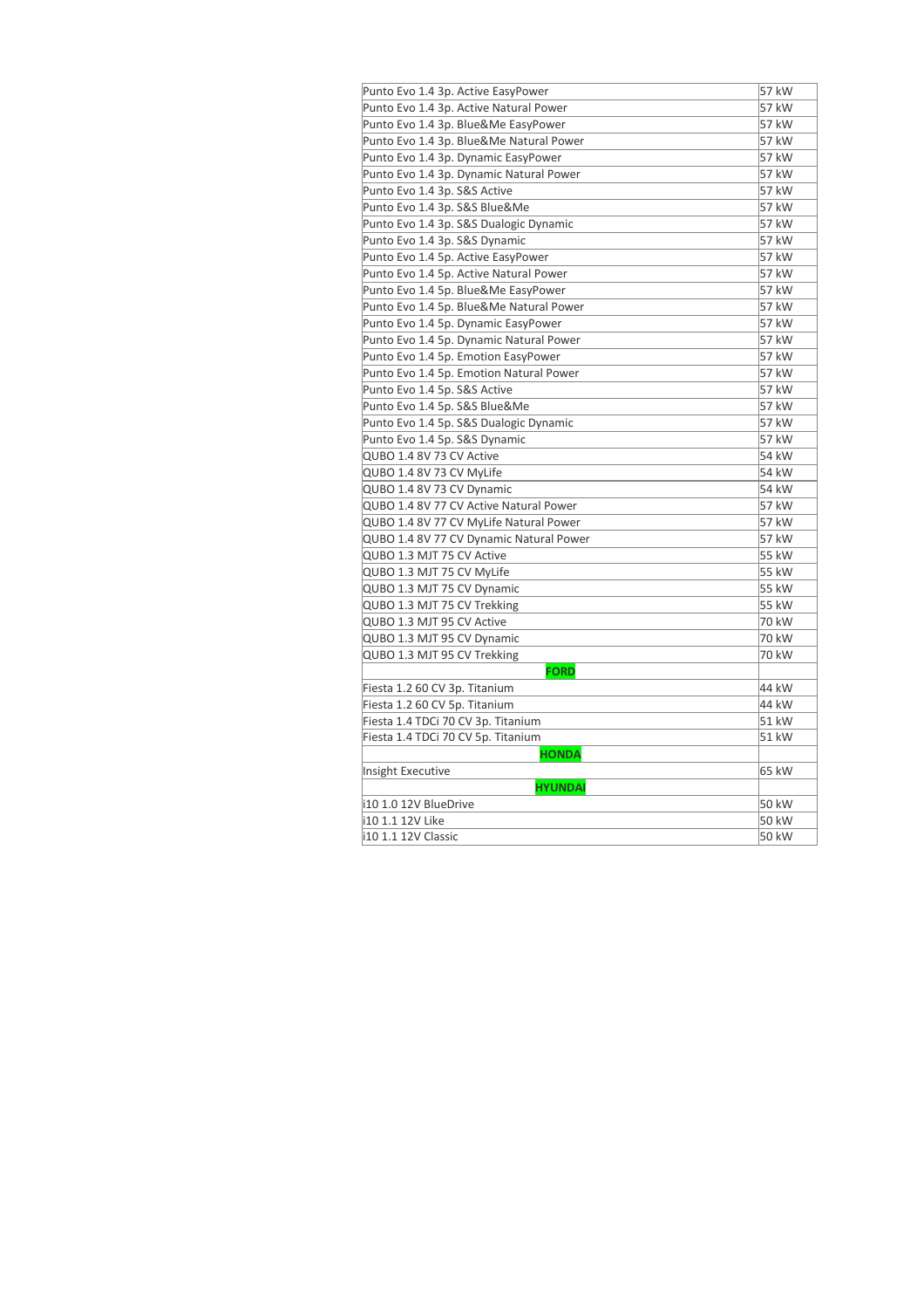| | |
|---|---|
| Punto Evo 1.4 3p. Active EasyPower | 57 kW |
| Punto Evo 1.4 3p. Active Natural Power | 57 kW |
| Punto Evo 1.4 3p. Blue&Me EasyPower | 57 kW |
| Punto Evo 1.4 3p. Blue&Me Natural Power | 57 kW |
| Punto Evo 1.4 3p. Dynamic EasyPower | 57 kW |
| Punto Evo 1.4 3p. Dynamic Natural Power | 57 kW |
| Punto Evo 1.4 3p. S&S Active | 57 kW |
| Punto Evo 1.4 3p. S&S Blue&Me | 57 kW |
| Punto Evo 1.4 3p. S&S Dualogic Dynamic | 57 kW |
| Punto Evo 1.4 3p. S&S Dynamic | 57 kW |
| Punto Evo 1.4 5p. Active EasyPower | 57 kW |
| Punto Evo 1.4 5p. Active Natural Power | 57 kW |
| Punto Evo 1.4 5p. Blue&Me EasyPower | 57 kW |
| Punto Evo 1.4 5p. Blue&Me Natural Power | 57 kW |
| Punto Evo 1.4 5p. Dynamic EasyPower | 57 kW |
| Punto Evo 1.4 5p. Dynamic Natural Power | 57 kW |
| Punto Evo 1.4 5p. Emotion EasyPower | 57 kW |
| Punto Evo 1.4 5p. Emotion Natural Power | 57 kW |
| Punto Evo 1.4 5p. S&S Active | 57 kW |
| Punto Evo 1.4 5p. S&S Blue&Me | 57 kW |
| Punto Evo 1.4 5p. S&S Dualogic Dynamic | 57 kW |
| Punto Evo 1.4 5p. S&S Dynamic | 57 kW |
| QUBO 1.4 8V 73 CV Active | 54 kW |
| QUBO 1.4 8V 73 CV MyLife | 54 kW |
| QUBO 1.4 8V 73 CV Dynamic | 54 kW |
| QUBO 1.4 8V 77 CV Active Natural Power | 57 kW |
| QUBO 1.4 8V 77 CV MyLife Natural Power | 57 kW |
| QUBO 1.4 8V 77 CV Dynamic Natural Power | 57 kW |
| QUBO 1.3 MJT 75 CV Active | 55 kW |
| QUBO 1.3 MJT 75 CV MyLife | 55 kW |
| QUBO 1.3 MJT 75 CV Dynamic | 55 kW |
| QUBO 1.3 MJT 75 CV Trekking | 55 kW |
| QUBO 1.3 MJT 95 CV Active | 70 kW |
| QUBO 1.3 MJT 95 CV Dynamic | 70 kW |
| QUBO 1.3 MJT 95 CV Trekking | 70 kW |
| **FORD** | |
| Fiesta 1.2 60 CV 3p. Titanium | 44 kW |
| Fiesta 1.2 60 CV 5p. Titanium | 44 kW |
| Fiesta 1.4 TDCi 70 CV 3p. Titanium | 51 kW |
| Fiesta 1.4 TDCi 70 CV 5p. Titanium | 51 kW |
| **HONDA** | |
| Insight Executive | 65 kW |
| **HYUNDAI** | |
| i10 1.0 12V BlueDrive | 50 kW |
| i10 1.1 12V Like | 50 kW |
| i10 1.1 12V Classic | 50 kW |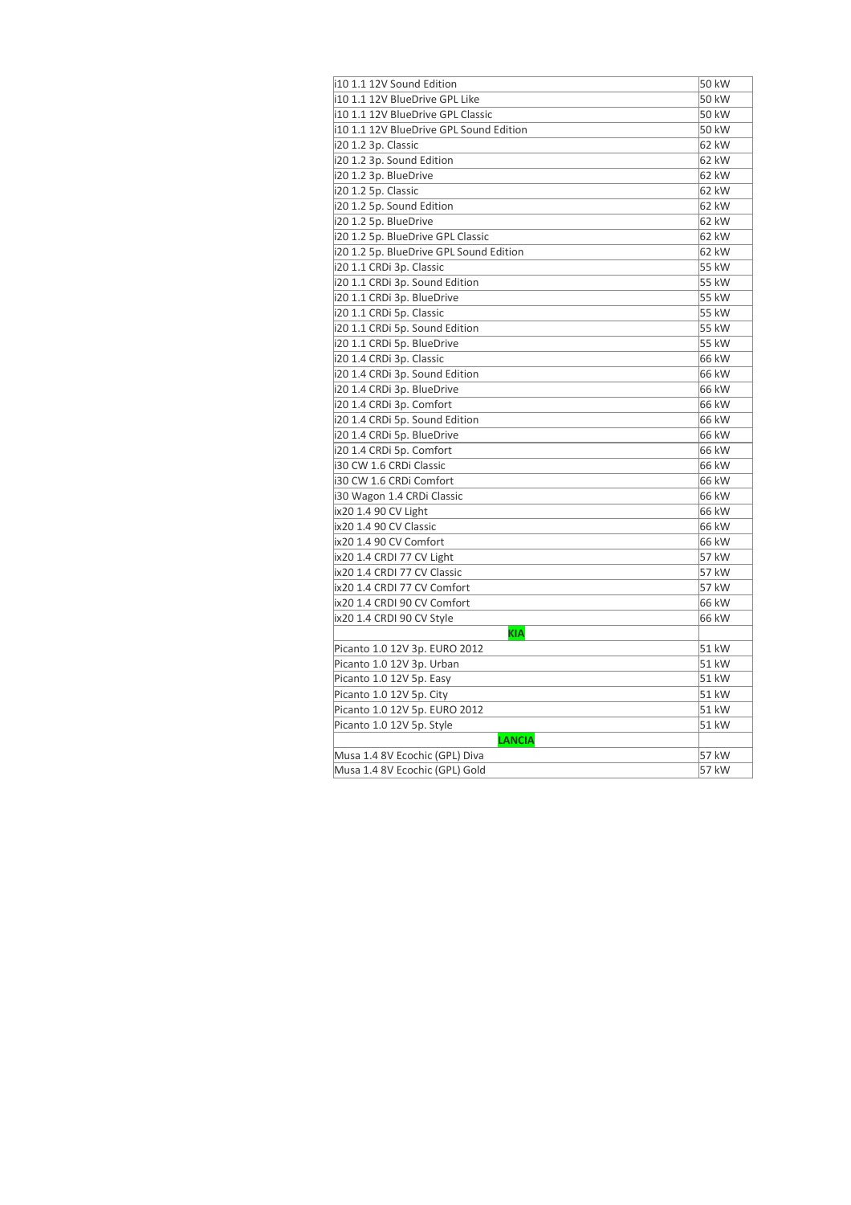| | |
|---|---|
| i10 1.1 12V Sound Edition | 50 kW |
| i10 1.1 12V BlueDrive GPL Like | 50 kW |
| i10 1.1 12V BlueDrive GPL Classic | 50 kW |
| i10 1.1 12V BlueDrive GPL Sound Edition | 50 kW |
| i20 1.2 3p. Classic | 62 kW |
| i20 1.2 3p. Sound Edition | 62 kW |
| i20 1.2 3p. BlueDrive | 62 kW |
| i20 1.2 5p. Classic | 62 kW |
| i20 1.2 5p. Sound Edition | 62 kW |
| i20 1.2 5p. BlueDrive | 62 kW |
| i20 1.2 5p. BlueDrive GPL Classic | 62 kW |
| i20 1.2 5p. BlueDrive GPL Sound Edition | 62 kW |
| i20 1.1 CRDi 3p. Classic | 55 kW |
| i20 1.1 CRDi 3p. Sound Edition | 55 kW |
| i20 1.1 CRDi 3p. BlueDrive | 55 kW |
| i20 1.1 CRDi 5p. Classic | 55 kW |
| i20 1.1 CRDi 5p. Sound Edition | 55 kW |
| i20 1.1 CRDi 5p. BlueDrive | 55 kW |
| i20 1.4 CRDi 3p. Classic | 66 kW |
| i20 1.4 CRDi 3p. Sound Edition | 66 kW |
| i20 1.4 CRDi 3p. BlueDrive | 66 kW |
| i20 1.4 CRDi 3p. Comfort | 66 kW |
| i20 1.4 CRDi 5p. Sound Edition | 66 kW |
| i20 1.4 CRDi 5p. BlueDrive | 66 kW |
| i20 1.4 CRDi 5p. Comfort | 66 kW |
| i30 CW 1.6 CRDi Classic | 66 kW |
| i30 CW 1.6 CRDi Comfort | 66 kW |
| i30 Wagon 1.4 CRDi Classic | 66 kW |
| ix20 1.4 90 CV Light | 66 kW |
| ix20 1.4 90 CV Classic | 66 kW |
| ix20 1.4 90 CV Comfort | 66 kW |
| ix20 1.4 CRDI 77 CV Light | 57 kW |
| ix20 1.4 CRDI 77 CV Classic | 57 kW |
| ix20 1.4 CRDI 77 CV Comfort | 57 kW |
| ix20 1.4 CRDI 90 CV Comfort | 66 kW |
| ix20 1.4 CRDI 90 CV Style | 66 kW |
| **KIA** | |
| Picanto 1.0 12V 3p. EURO 2012 | 51 kW |
| Picanto 1.0 12V 3p. Urban | 51 kW |
| Picanto 1.0 12V 5p. Easy | 51 kW |
| Picanto 1.0 12V 5p. City | 51 kW |
| Picanto 1.0 12V 5p. EURO 2012 | 51 kW |
| Picanto 1.0 12V 5p. Style | 51 kW |
| **LANCIA** | |
| Musa 1.4 8V Ecochic (GPL) Diva | 57 kW |
| Musa 1.4 8V Ecochic (GPL) Gold | 57 kW |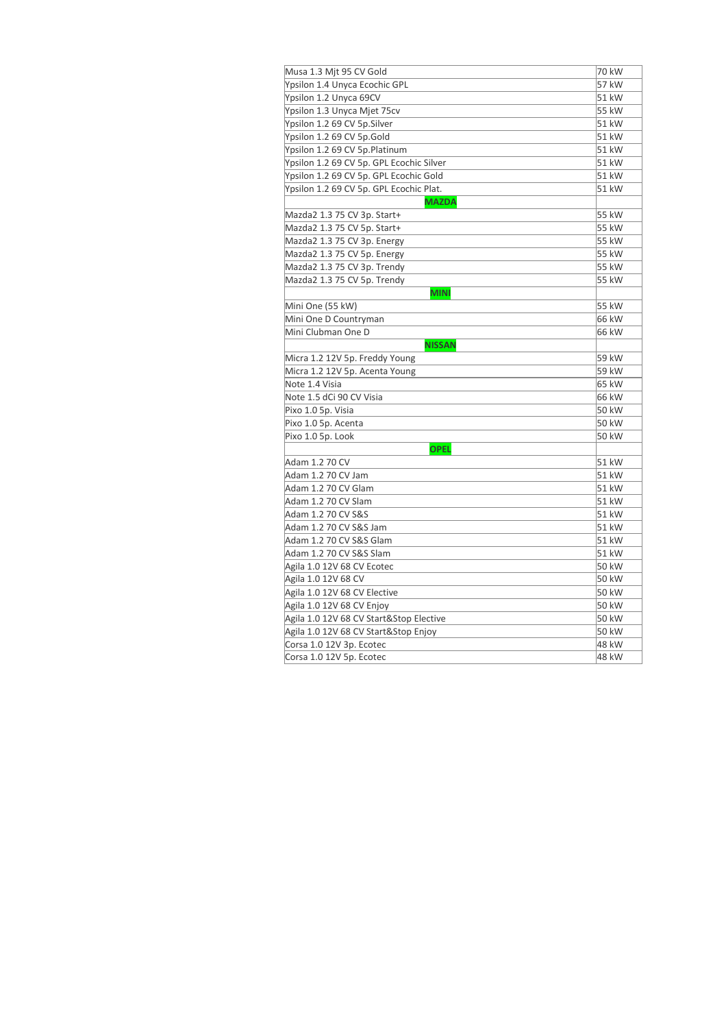| Musa 1.3 Mjt 95 CV Gold | 70 kW |
|---|---|
| Ypsilon 1.4 Unyca Ecochic GPL | 57 kW |
| Ypsilon 1.2 Unyca 69CV | 51 kW |
| Ypsilon 1.3 Unyca Mjet 75cv | 55 kW |
| Ypsilon 1.2 69 CV 5p.Silver | 51 kW |
| Ypsilon 1.2 69 CV 5p.Gold | 51 kW |
| Ypsilon 1.2 69 CV 5p.Platinum | 51 kW |
| Ypsilon 1.2 69 CV 5p. GPL Ecochic Silver | 51 kW |
| Ypsilon 1.2 69 CV 5p. GPL Ecochic Gold | 51 kW |
| Ypsilon 1.2 69 CV 5p. GPL Ecochic Plat. | 51 kW |
| **MAZDA** | |
| Mazda2 1.3 75 CV 3p. Start+ | 55 kW |
| Mazda2 1.3 75 CV 5p. Start+ | 55 kW |
| Mazda2 1.3 75 CV 3p. Energy | 55 kW |
| Mazda2 1.3 75 CV 5p. Energy | 55 kW |
| Mazda2 1.3 75 CV 3p. Trendy | 55 kW |
| Mazda2 1.3 75 CV 5p. Trendy | 55 kW |
| **MINI** | |
| Mini One (55 kW) | 55 kW |
| Mini One D Countryman | 66 kW |
| Mini Clubman One D | 66 kW |
| **NISSAN** | |
| Micra 1.2 12V 5p. Freddy Young | 59 kW |
| Micra 1.2 12V 5p. Acenta Young | 59 kW |
| Note 1.4 Visia | 65 kW |
| Note 1.5 dCi 90 CV Visia | 66 kW |
| Pixo 1.0 5p. Visia | 50 kW |
| Pixo 1.0 5p. Acenta | 50 kW |
| Pixo 1.0 5p. Look | 50 kW |
| **OPEL** | |
| Adam 1.2 70 CV | 51 kW |
| Adam 1.2 70 CV Jam | 51 kW |
| Adam 1.2 70 CV Glam | 51 kW |
| Adam 1.2 70 CV Slam | 51 kW |
| Adam 1.2 70 CV S&S | 51 kW |
| Adam 1.2 70 CV S&S Jam | 51 kW |
| Adam 1.2 70 CV S&S Glam | 51 kW |
| Adam 1.2 70 CV S&S Slam | 51 kW |
| Agila 1.0 12V 68 CV Ecotec | 50 kW |
| Agila 1.0 12V 68 CV | 50 kW |
| Agila 1.0 12V 68 CV Elective | 50 kW |
| Agila 1.0 12V 68 CV Enjoy | 50 kW |
| Agila 1.0 12V 68 CV Start&Stop Elective | 50 kW |
| Agila 1.0 12V 68 CV Start&Stop Enjoy | 50 kW |
| Corsa 1.0 12V 3p. Ecotec | 48 kW |
| Corsa 1.0 12V 5p. Ecotec | 48 kW |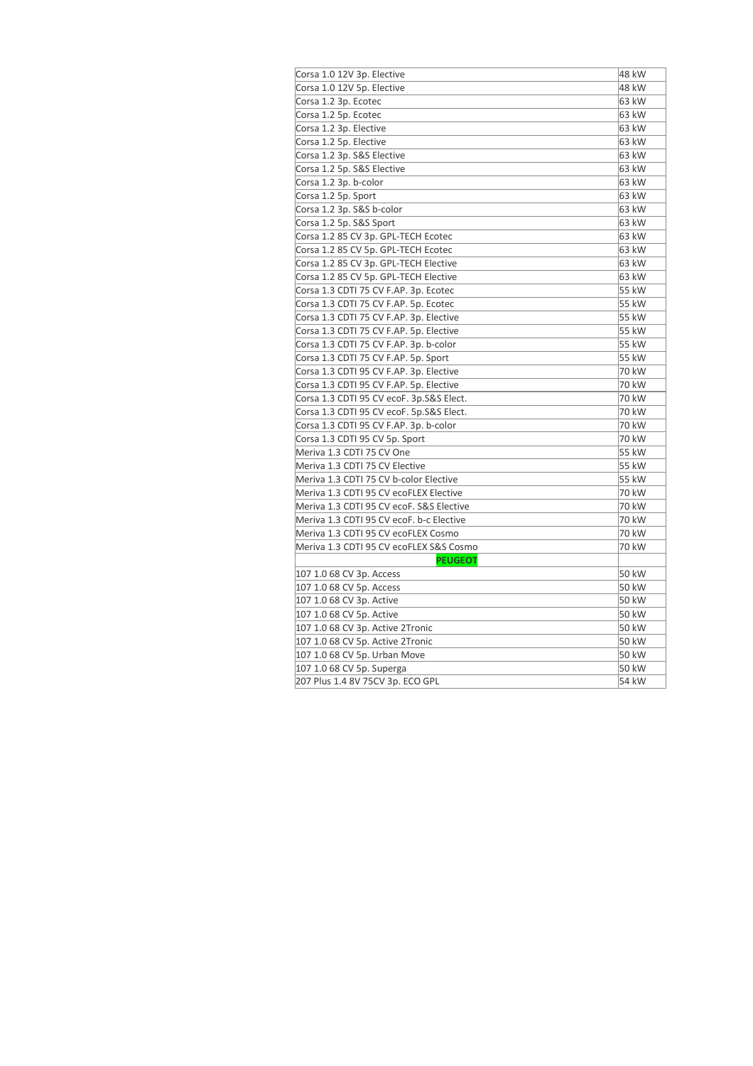| | |
|---|---|
| Corsa 1.0 12V 3p. Elective | 48 kW |
| Corsa 1.0 12V 5p. Elective | 48 kW |
| Corsa 1.2 3p. Ecotec | 63 kW |
| Corsa 1.2 5p. Ecotec | 63 kW |
| Corsa 1.2 3p. Elective | 63 kW |
| Corsa 1.2 5p. Elective | 63 kW |
| Corsa 1.2 3p. S&S Elective | 63 kW |
| Corsa 1.2 5p. S&S Elective | 63 kW |
| Corsa 1.2 3p. b-color | 63 kW |
| Corsa 1.2 5p. Sport | 63 kW |
| Corsa 1.2 3p. S&S b-color | 63 kW |
| Corsa 1.2 5p. S&S Sport | 63 kW |
| Corsa 1.2 85 CV 3p. GPL-TECH Ecotec | 63 kW |
| Corsa 1.2 85 CV 5p. GPL-TECH Ecotec | 63 kW |
| Corsa 1.2 85 CV 3p. GPL-TECH Elective | 63 kW |
| Corsa 1.2 85 CV 5p. GPL-TECH Elective | 63 kW |
| Corsa 1.3 CDTI 75 CV F.AP. 3p. Ecotec | 55 kW |
| Corsa 1.3 CDTI 75 CV F.AP. 5p. Ecotec | 55 kW |
| Corsa 1.3 CDTI 75 CV F.AP. 3p. Elective | 55 kW |
| Corsa 1.3 CDTI 75 CV F.AP. 5p. Elective | 55 kW |
| Corsa 1.3 CDTI 75 CV F.AP. 3p. b-color | 55 kW |
| Corsa 1.3 CDTI 75 CV F.AP. 5p. Sport | 55 kW |
| Corsa 1.3 CDTI 95 CV F.AP. 3p. Elective | 70 kW |
| Corsa 1.3 CDTI 95 CV F.AP. 5p. Elective | 70 kW |
| Corsa 1.3 CDTI 95 CV ecoF. 3p.S&S Elect. | 70 kW |
| Corsa 1.3 CDTI 95 CV ecoF. 5p.S&S Elect. | 70 kW |
| Corsa 1.3 CDTI 95 CV F.AP. 3p. b-color | 70 kW |
| Corsa 1.3 CDTI 95 CV 5p. Sport | 70 kW |
| Meriva 1.3 CDTI 75 CV One | 55 kW |
| Meriva 1.3 CDTI 75 CV Elective | 55 kW |
| Meriva 1.3 CDTI 75 CV b-color Elective | 55 kW |
| Meriva 1.3 CDTI 95 CV ecoFLEX Elective | 70 kW |
| Meriva 1.3 CDTI 95 CV ecoF. S&S Elective | 70 kW |
| Meriva 1.3 CDTI 95 CV ecoF. b-c Elective | 70 kW |
| Meriva 1.3 CDTI 95 CV ecoFLEX Cosmo | 70 kW |
| Meriva 1.3 CDTI 95 CV ecoFLEX S&S Cosmo | 70 kW |
| **PEUGEOT** | |
| 107 1.0 68 CV 3p. Access | 50 kW |
| 107 1.0 68 CV 5p. Access | 50 kW |
| 107 1.0 68 CV 3p. Active | 50 kW |
| 107 1.0 68 CV 5p. Active | 50 kW |
| 107 1.0 68 CV 3p. Active 2Tronic | 50 kW |
| 107 1.0 68 CV 5p. Active 2Tronic | 50 kW |
| 107 1.0 68 CV 5p. Urban Move | 50 kW |
| 107 1.0 68 CV 5p. Superga | 50 kW |
| 207 Plus 1.4 8V 75CV 3p. ECO GPL | 54 kW |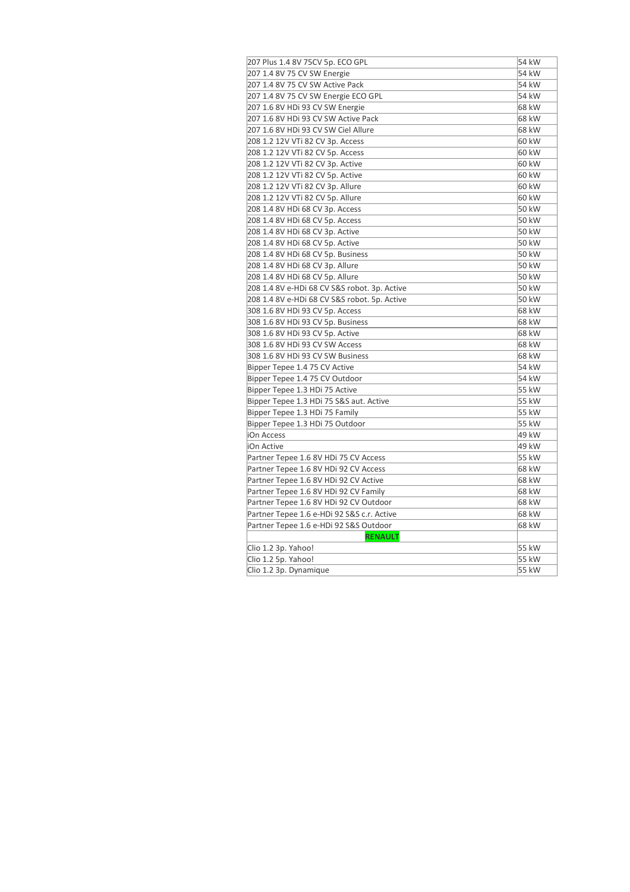| | |
|---|---|
| 207 Plus 1.4 8V 75CV 5p. ECO GPL | 54 kW |
| 207 1.4 8V 75 CV SW Energie | 54 kW |
| 207 1.4 8V 75 CV SW Active Pack | 54 kW |
| 207 1.4 8V 75 CV SW Energie ECO GPL | 54 kW |
| 207 1.6 8V HDi 93 CV SW Energie | 68 kW |
| 207 1.6 8V HDi 93 CV SW Active Pack | 68 kW |
| 207 1.6 8V HDi 93 CV SW Ciel Allure | 68 kW |
| 208 1.2 12V VTi 82 CV 3p. Access | 60 kW |
| 208 1.2 12V VTi 82 CV 5p. Access | 60 kW |
| 208 1.2 12V VTi 82 CV 3p. Active | 60 kW |
| 208 1.2 12V VTi 82 CV 5p. Active | 60 kW |
| 208 1.2 12V VTi 82 CV 3p. Allure | 60 kW |
| 208 1.2 12V VTi 82 CV 5p. Allure | 60 kW |
| 208 1.4 8V HDi 68 CV 3p. Access | 50 kW |
| 208 1.4 8V HDi 68 CV 5p. Access | 50 kW |
| 208 1.4 8V HDi 68 CV 3p. Active | 50 kW |
| 208 1.4 8V HDi 68 CV 5p. Active | 50 kW |
| 208 1.4 8V HDi 68 CV 5p. Business | 50 kW |
| 208 1.4 8V HDi 68 CV 3p. Allure | 50 kW |
| 208 1.4 8V HDi 68 CV 5p. Allure | 50 kW |
| 208 1.4 8V e-HDi 68 CV S&S robot. 3p. Active | 50 kW |
| 208 1.4 8V e-HDi 68 CV S&S robot. 5p. Active | 50 kW |
| 308 1.6 8V HDi 93 CV 5p. Access | 68 kW |
| 308 1.6 8V HDi 93 CV 5p. Business | 68 kW |
| 308 1.6 8V HDi 93 CV 5p. Active | 68 kW |
| 308 1.6 8V HDi 93 CV SW Access | 68 kW |
| 308 1.6 8V HDi 93 CV SW Business | 68 kW |
| Bipper Tepee 1.4 75 CV Active | 54 kW |
| Bipper Tepee 1.4 75 CV Outdoor | 54 kW |
| Bipper Tepee 1.3 HDi 75 Active | 55 kW |
| Bipper Tepee 1.3 HDi 75 S&S aut. Active | 55 kW |
| Bipper Tepee 1.3 HDi 75 Family | 55 kW |
| Bipper Tepee 1.3 HDi 75 Outdoor | 55 kW |
| iOn Access | 49 kW |
| iOn Active | 49 kW |
| Partner Tepee 1.6 8V HDi 75 CV Access | 55 kW |
| Partner Tepee 1.6 8V HDi 92 CV Access | 68 kW |
| Partner Tepee 1.6 8V HDi 92 CV Active | 68 kW |
| Partner Tepee 1.6 8V HDi 92 CV Family | 68 kW |
| Partner Tepee 1.6 8V HDi 92 CV Outdoor | 68 kW |
| Partner Tepee 1.6 e-HDi 92 S&S c.r. Active | 68 kW |
| Partner Tepee 1.6 e-HDi 92 S&S Outdoor | 68 kW |
| **RENAULT** | |
| Clio 1.2 3p. Yahoo! | 55 kW |
| Clio 1.2 5p. Yahoo! | 55 kW |
| Clio 1.2 3p. Dynamique | 55 kW |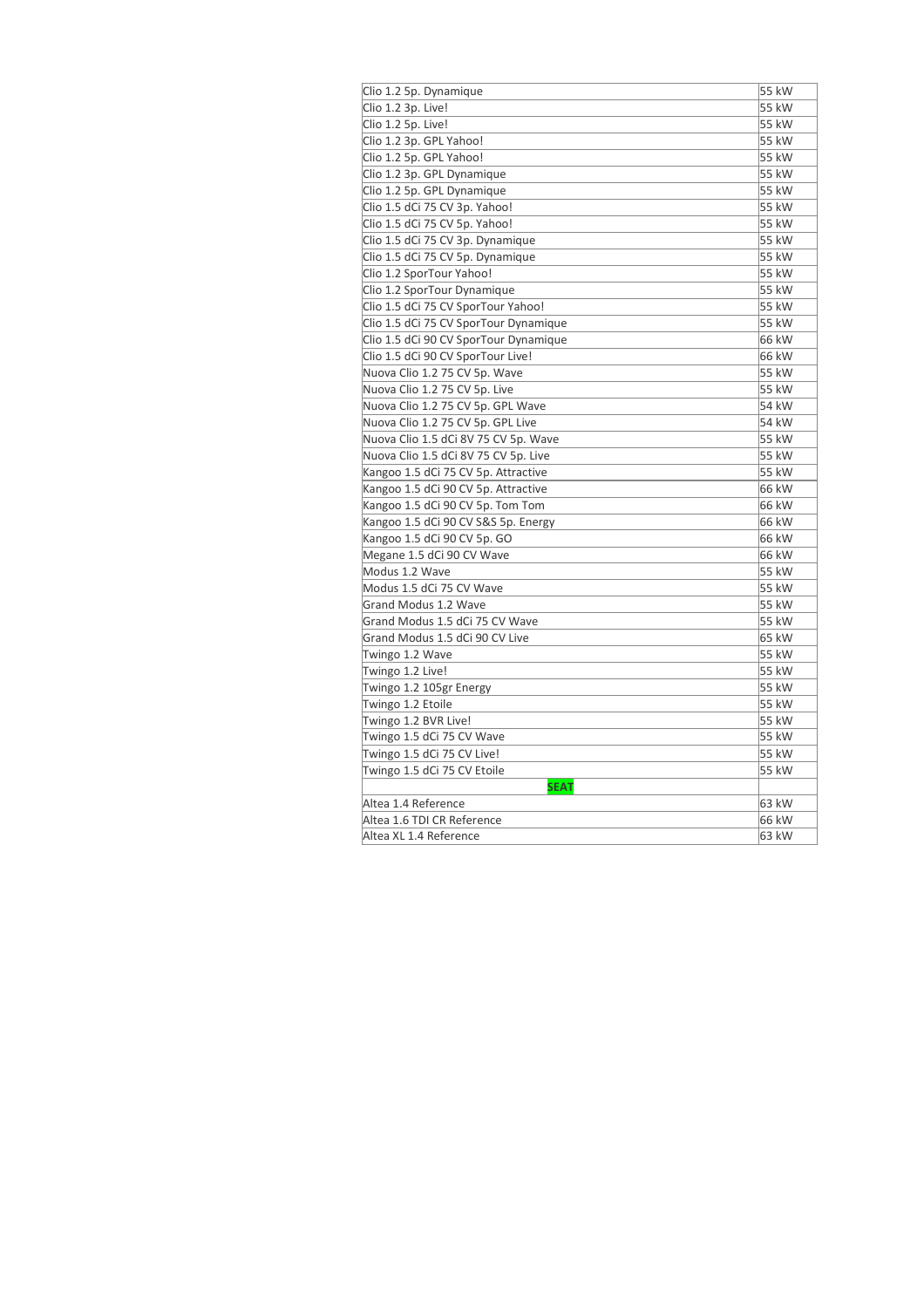| | |
|---|---|
| Clio 1.2 5p. Dynamique | 55 kW |
| Clio 1.2 3p. Live! | 55 kW |
| Clio 1.2 5p. Live! | 55 kW |
| Clio 1.2 3p. GPL Yahoo! | 55 kW |
| Clio 1.2 5p. GPL Yahoo! | 55 kW |
| Clio 1.2 3p. GPL Dynamique | 55 kW |
| Clio 1.2 5p. GPL Dynamique | 55 kW |
| Clio 1.5 dCi 75 CV 3p. Yahoo! | 55 kW |
| Clio 1.5 dCi 75 CV 5p. Yahoo! | 55 kW |
| Clio 1.5 dCi 75 CV 3p. Dynamique | 55 kW |
| Clio 1.5 dCi 75 CV 5p. Dynamique | 55 kW |
| Clio 1.2 SporTour Yahoo! | 55 kW |
| Clio 1.2 SporTour Dynamique | 55 kW |
| Clio 1.5 dCi 75 CV SporTour Yahoo! | 55 kW |
| Clio 1.5 dCi 75 CV SporTour Dynamique | 55 kW |
| Clio 1.5 dCi 90 CV SporTour Dynamique | 66 kW |
| Clio 1.5 dCi 90 CV SporTour Live! | 66 kW |
| Nuova Clio 1.2 75 CV 5p. Wave | 55 kW |
| Nuova Clio 1.2 75 CV 5p. Live | 55 kW |
| Nuova Clio 1.2 75 CV 5p. GPL Wave | 54 kW |
| Nuova Clio 1.2 75 CV 5p. GPL Live | 54 kW |
| Nuova Clio 1.5 dCi 8V 75 CV 5p. Wave | 55 kW |
| Nuova Clio 1.5 dCi 8V 75 CV 5p. Live | 55 kW |
| Kangoo 1.5 dCi 75 CV 5p. Attractive | 55 kW |
| Kangoo 1.5 dCi 90 CV 5p. Attractive | 66 kW |
| Kangoo 1.5 dCi 90 CV 5p. Tom Tom | 66 kW |
| Kangoo 1.5 dCi 90 CV S&S 5p. Energy | 66 kW |
| Kangoo 1.5 dCi 90 CV 5p. GO | 66 kW |
| Megane 1.5 dCi 90 CV Wave | 66 kW |
| Modus 1.2 Wave | 55 kW |
| Modus 1.5 dCi 75 CV Wave | 55 kW |
| Grand Modus 1.2 Wave | 55 kW |
| Grand Modus 1.5 dCi 75 CV Wave | 55 kW |
| Grand Modus 1.5 dCi 90 CV Live | 65 kW |
| Twingo 1.2 Wave | 55 kW |
| Twingo 1.2 Live! | 55 kW |
| Twingo 1.2 105gr Energy | 55 kW |
| Twingo 1.2 Etoile | 55 kW |
| Twingo 1.2 BVR Live! | 55 kW |
| Twingo 1.5 dCi 75 CV Wave | 55 kW |
| Twingo 1.5 dCi 75 CV Live! | 55 kW |
| Twingo 1.5 dCi 75 CV Etoile | 55 kW |
| **SEAT** | |
| Altea 1.4 Reference | 63 kW |
| Altea 1.6 TDI CR Reference | 66 kW |
| Altea XL 1.4 Reference | 63 kW |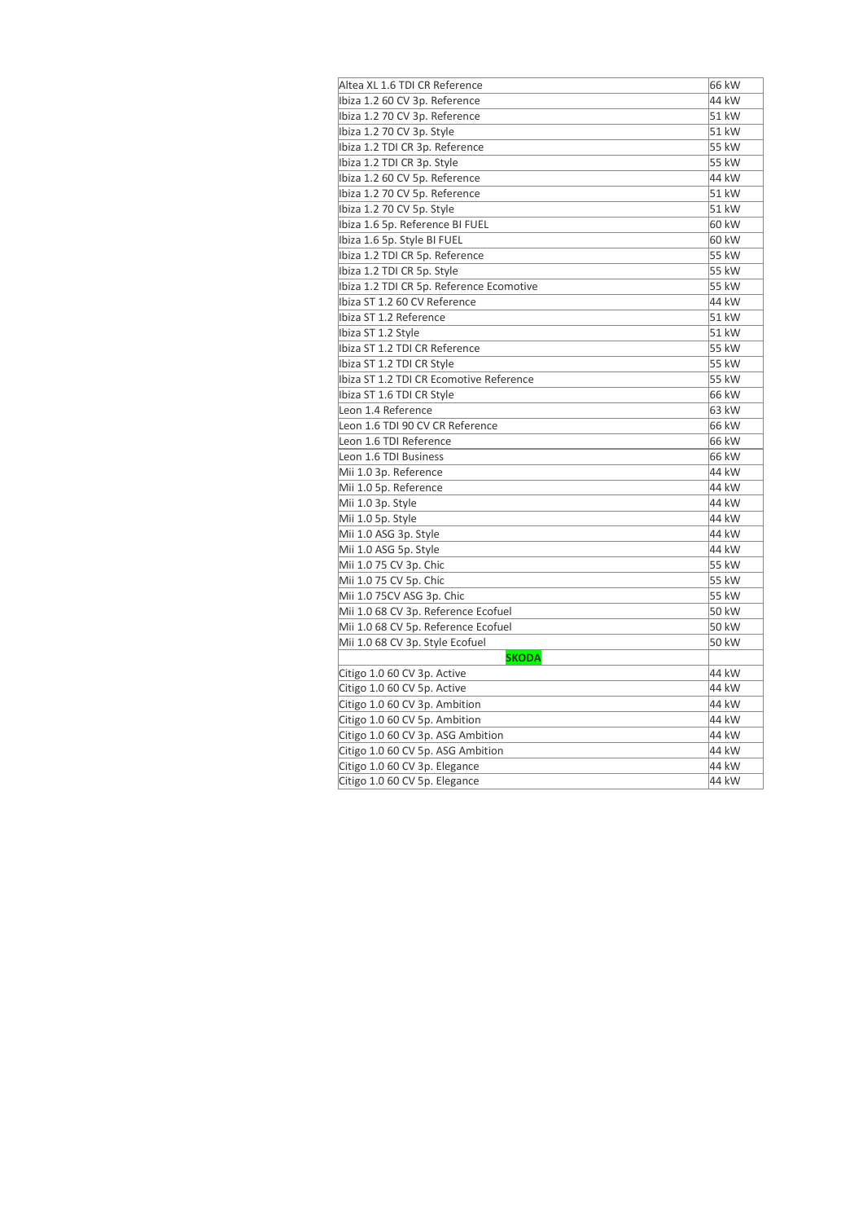| | |
|---|---|
| Altea XL 1.6 TDI CR Reference | 66 kW |
| Ibiza 1.2 60 CV 3p. Reference | 44 kW |
| Ibiza 1.2 70 CV 3p. Reference | 51 kW |
| Ibiza 1.2 70 CV 3p. Style | 51 kW |
| Ibiza 1.2 TDI CR 3p. Reference | 55 kW |
| Ibiza 1.2 TDI CR 3p. Style | 55 kW |
| Ibiza 1.2 60 CV 5p. Reference | 44 kW |
| Ibiza 1.2 70 CV 5p. Reference | 51 kW |
| Ibiza 1.2 70 CV 5p. Style | 51 kW |
| Ibiza 1.6 5p. Reference BI FUEL | 60 kW |
| Ibiza 1.6 5p. Style BI FUEL | 60 kW |
| Ibiza 1.2 TDI CR 5p. Reference | 55 kW |
| Ibiza 1.2 TDI CR 5p. Style | 55 kW |
| Ibiza 1.2 TDI CR 5p. Reference Ecomotive | 55 kW |
| Ibiza ST 1.2 60 CV Reference | 44 kW |
| Ibiza ST 1.2 Reference | 51 kW |
| Ibiza ST 1.2 Style | 51 kW |
| Ibiza ST 1.2 TDI CR Reference | 55 kW |
| Ibiza ST 1.2 TDI CR Style | 55 kW |
| Ibiza ST 1.2 TDI CR Ecomotive Reference | 55 kW |
| Ibiza ST 1.6 TDI CR Style | 66 kW |
| Leon 1.4 Reference | 63 kW |
| Leon 1.6 TDI 90 CV CR Reference | 66 kW |
| Leon 1.6 TDI Reference | 66 kW |
| Leon 1.6 TDI Business | 66 kW |
| Mii 1.0 3p. Reference | 44 kW |
| Mii 1.0 5p. Reference | 44 kW |
| Mii 1.0 3p. Style | 44 kW |
| Mii 1.0 5p. Style | 44 kW |
| Mii 1.0 ASG 3p. Style | 44 kW |
| Mii 1.0 ASG 5p. Style | 44 kW |
| Mii 1.0 75 CV 3p. Chic | 55 kW |
| Mii 1.0 75 CV 5p. Chic | 55 kW |
| Mii 1.0 75CV ASG 3p. Chic | 55 kW |
| Mii 1.0 68 CV 3p. Reference Ecofuel | 50 kW |
| Mii 1.0 68 CV 5p. Reference Ecofuel | 50 kW |
| Mii 1.0 68 CV 3p. Style Ecofuel | 50 kW |
| **SKODA** | |
| Citigo 1.0 60 CV 3p. Active | 44 kW |
| Citigo 1.0 60 CV 5p. Active | 44 kW |
| Citigo 1.0 60 CV 3p. Ambition | 44 kW |
| Citigo 1.0 60 CV 5p. Ambition | 44 kW |
| Citigo 1.0 60 CV 3p. ASG Ambition | 44 kW |
| Citigo 1.0 60 CV 5p. ASG Ambition | 44 kW |
| Citigo 1.0 60 CV 3p. Elegance | 44 kW |
| Citigo 1.0 60 CV 5p. Elegance | 44 kW |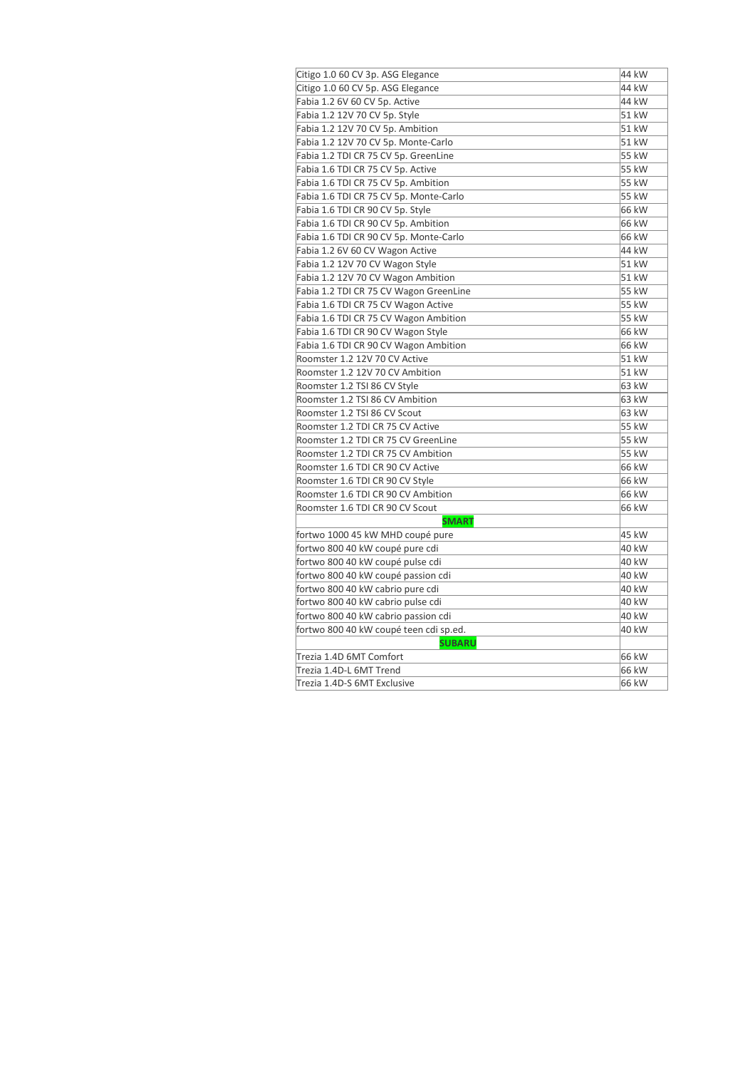| | |
|---|---|
| Citigo 1.0 60 CV 3p. ASG Elegance | 44 kW |
| Citigo 1.0 60 CV 5p. ASG Elegance | 44 kW |
| Fabia 1.2 6V 60 CV 5p. Active | 44 kW |
| Fabia 1.2 12V 70 CV 5p. Style | 51 kW |
| Fabia 1.2 12V 70 CV 5p. Ambition | 51 kW |
| Fabia 1.2 12V 70 CV 5p. Monte-Carlo | 51 kW |
| Fabia 1.2 TDI CR 75 CV 5p. GreenLine | 55 kW |
| Fabia 1.6 TDI CR 75 CV 5p. Active | 55 kW |
| Fabia 1.6 TDI CR 75 CV 5p. Ambition | 55 kW |
| Fabia 1.6 TDI CR 75 CV 5p. Monte-Carlo | 55 kW |
| Fabia 1.6 TDI CR 90 CV 5p. Style | 66 kW |
| Fabia 1.6 TDI CR 90 CV 5p. Ambition | 66 kW |
| Fabia 1.6 TDI CR 90 CV 5p. Monte-Carlo | 66 kW |
| Fabia 1.2 6V 60 CV Wagon Active | 44 kW |
| Fabia 1.2 12V 70 CV Wagon Style | 51 kW |
| Fabia 1.2 12V 70 CV Wagon Ambition | 51 kW |
| Fabia 1.2 TDI CR 75 CV Wagon GreenLine | 55 kW |
| Fabia 1.6 TDI CR 75 CV Wagon Active | 55 kW |
| Fabia 1.6 TDI CR 75 CV Wagon Ambition | 55 kW |
| Fabia 1.6 TDI CR 90 CV Wagon Style | 66 kW |
| Fabia 1.6 TDI CR 90 CV Wagon Ambition | 66 kW |
| Roomster 1.2 12V 70 CV Active | 51 kW |
| Roomster 1.2 12V 70 CV Ambition | 51 kW |
| Roomster 1.2 TSI 86 CV Style | 63 kW |
| Roomster 1.2 TSI 86 CV Ambition | 63 kW |
| Roomster 1.2 TSI 86 CV Scout | 63 kW |
| Roomster 1.2 TDI CR 75 CV Active | 55 kW |
| Roomster 1.2 TDI CR 75 CV GreenLine | 55 kW |
| Roomster 1.2 TDI CR 75 CV Ambition | 55 kW |
| Roomster 1.6 TDI CR 90 CV Active | 66 kW |
| Roomster 1.6 TDI CR 90 CV Style | 66 kW |
| Roomster 1.6 TDI CR 90 CV Ambition | 66 kW |
| Roomster 1.6 TDI CR 90 CV Scout | 66 kW |
| **SMART** | |
| fortwo 1000 45 kW MHD coupé pure | 45 kW |
| fortwo 800 40 kW coupé pure cdi | 40 kW |
| fortwo 800 40 kW coupé pulse cdi | 40 kW |
| fortwo 800 40 kW coupé passion cdi | 40 kW |
| fortwo 800 40 kW cabrio pure cdi | 40 kW |
| fortwo 800 40 kW cabrio pulse cdi | 40 kW |
| fortwo 800 40 kW cabrio passion cdi | 40 kW |
| fortwo 800 40 kW coupé teen cdi sp.ed. | 40 kW |
| **SUBARU** | |
| Trezia 1.4D 6MT Comfort | 66 kW |
| Trezia 1.4D-L 6MT Trend | 66 kW |
| Trezia 1.4D-S 6MT Exclusive | 66 kW |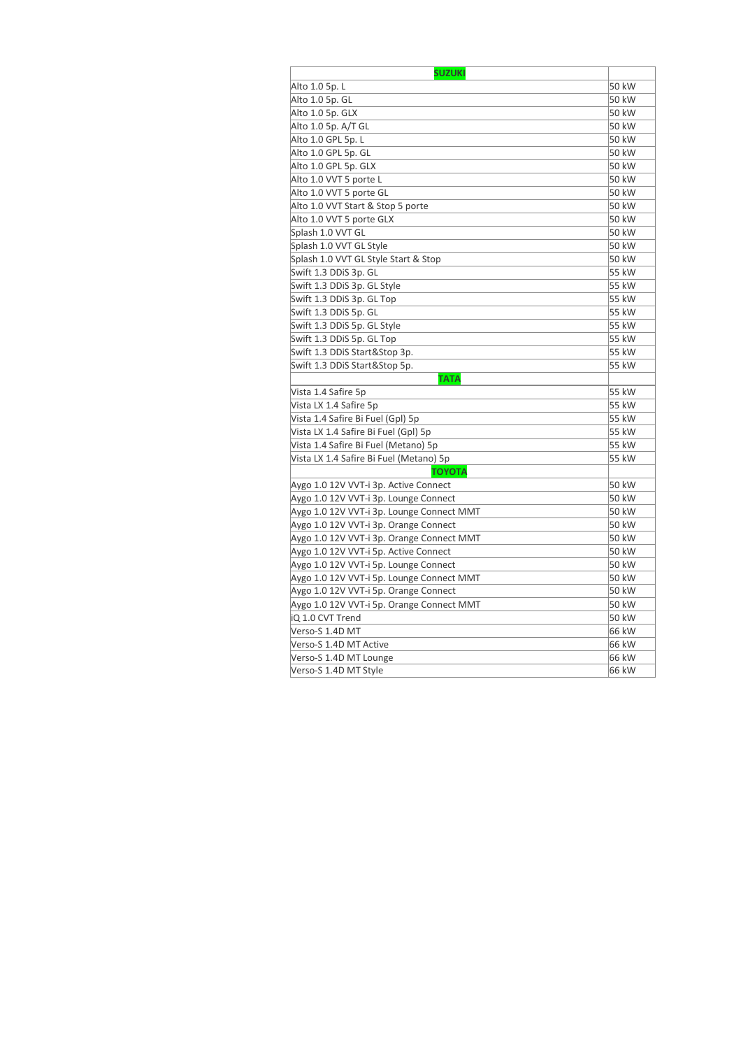| SUZUKI | |
|---|---|
| Alto 1.0 5p. L | 50 kW |
| Alto 1.0 5p. GL | 50 kW |
| Alto 1.0 5p. GLX | 50 kW |
| Alto 1.0 5p. A/T GL | 50 kW |
| Alto 1.0 GPL 5p. L | 50 kW |
| Alto 1.0 GPL 5p. GL | 50 kW |
| Alto 1.0 GPL 5p. GLX | 50 kW |
| Alto 1.0 VVT 5 porte L | 50 kW |
| Alto 1.0 VVT 5 porte GL | 50 kW |
| Alto 1.0 VVT Start & Stop 5 porte | 50 kW |
| Alto 1.0 VVT 5 porte GLX | 50 kW |
| Splash 1.0 VVT GL | 50 kW |
| Splash 1.0 VVT GL Style | 50 kW |
| Splash 1.0 VVT GL Style Start & Stop | 50 kW |
| Swift 1.3 DDiS 3p. GL | 55 kW |
| Swift 1.3 DDiS 3p. GL Style | 55 kW |
| Swift 1.3 DDiS 3p. GL Top | 55 kW |
| Swift 1.3 DDiS 5p. GL | 55 kW |
| Swift 1.3 DDiS 5p. GL Style | 55 kW |
| Swift 1.3 DDiS 5p. GL Top | 55 kW |
| Swift 1.3 DDiS Start&Stop 3p. | 55 kW |
| Swift 1.3 DDiS Start&Stop 5p. | 55 kW |
| TATA | |
| Vista 1.4 Safire 5p | 55 kW |
| Vista LX 1.4 Safire 5p | 55 kW |
| Vista 1.4 Safire Bi Fuel (Gpl) 5p | 55 kW |
| Vista LX 1.4 Safire Bi Fuel (Gpl) 5p | 55 kW |
| Vista 1.4 Safire Bi Fuel (Metano) 5p | 55 kW |
| Vista LX 1.4 Safire Bi Fuel (Metano) 5p | 55 kW |
| TOYOTA | |
| Aygo 1.0 12V VVT-i 3p. Active Connect | 50 kW |
| Aygo 1.0 12V VVT-i 3p. Lounge Connect | 50 kW |
| Aygo 1.0 12V VVT-i 3p. Lounge Connect MMT | 50 kW |
| Aygo 1.0 12V VVT-i 3p. Orange Connect | 50 kW |
| Aygo 1.0 12V VVT-i 3p. Orange Connect MMT | 50 kW |
| Aygo 1.0 12V VVT-i 5p. Active Connect | 50 kW |
| Aygo 1.0 12V VVT-i 5p. Lounge Connect | 50 kW |
| Aygo 1.0 12V VVT-i 5p. Lounge Connect MMT | 50 kW |
| Aygo 1.0 12V VVT-i 5p. Orange Connect | 50 kW |
| Aygo 1.0 12V VVT-i 5p. Orange Connect MMT | 50 kW |
| iQ 1.0 CVT Trend | 50 kW |
| Verso-S 1.4D MT | 66 kW |
| Verso-S 1.4D MT Active | 66 kW |
| Verso-S 1.4D MT Lounge | 66 kW |
| Verso-S 1.4D MT Style | 66 kW |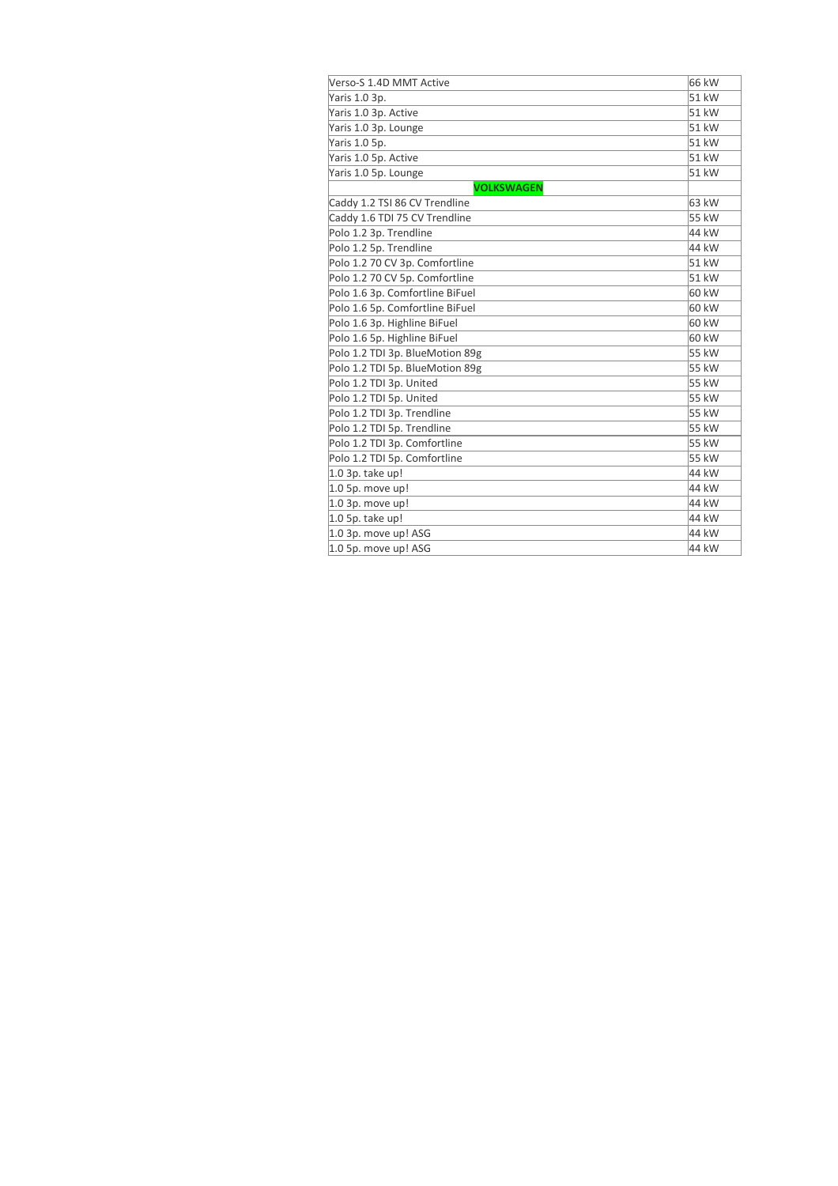| | |
|---|---|
| Verso-S 1.4D MMT Active | 66 kW |
| Yaris 1.0 3p. | 51 kW |
| Yaris 1.0 3p. Active | 51 kW |
| Yaris 1.0 3p. Lounge | 51 kW |
| Yaris 1.0 5p. | 51 kW |
| Yaris 1.0 5p. Active | 51 kW |
| Yaris 1.0 5p. Lounge | 51 kW |
| **VOLKSWAGEN** | |
| Caddy 1.2 TSI 86 CV Trendline | 63 kW |
| Caddy 1.6 TDI 75 CV Trendline | 55 kW |
| Polo 1.2 3p. Trendline | 44 kW |
| Polo 1.2 5p. Trendline | 44 kW |
| Polo 1.2 70 CV 3p. Comfortline | 51 kW |
| Polo 1.2 70 CV 5p. Comfortline | 51 kW |
| Polo 1.6 3p. Comfortline BiFuel | 60 kW |
| Polo 1.6 5p. Comfortline BiFuel | 60 kW |
| Polo 1.6 3p. Highline BiFuel | 60 kW |
| Polo 1.6 5p. Highline BiFuel | 60 kW |
| Polo 1.2 TDI 3p. BlueMotion 89g | 55 kW |
| Polo 1.2 TDI 5p. BlueMotion 89g | 55 kW |
| Polo 1.2 TDI 3p. United | 55 kW |
| Polo 1.2 TDI 5p. United | 55 kW |
| Polo 1.2 TDI 3p. Trendline | 55 kW |
| Polo 1.2 TDI 5p. Trendline | 55 kW |
| Polo 1.2 TDI 3p. Comfortline | 55 kW |
| Polo 1.2 TDI 5p. Comfortline | 55 kW |
| 1.0 3p. take up! | 44 kW |
| 1.0 5p. move up! | 44 kW |
| 1.0 3p. move up! | 44 kW |
| 1.0 5p. take up! | 44 kW |
| 1.0 3p. move up! ASG | 44 kW |
| 1.0 5p. move up! ASG | 44 kW |